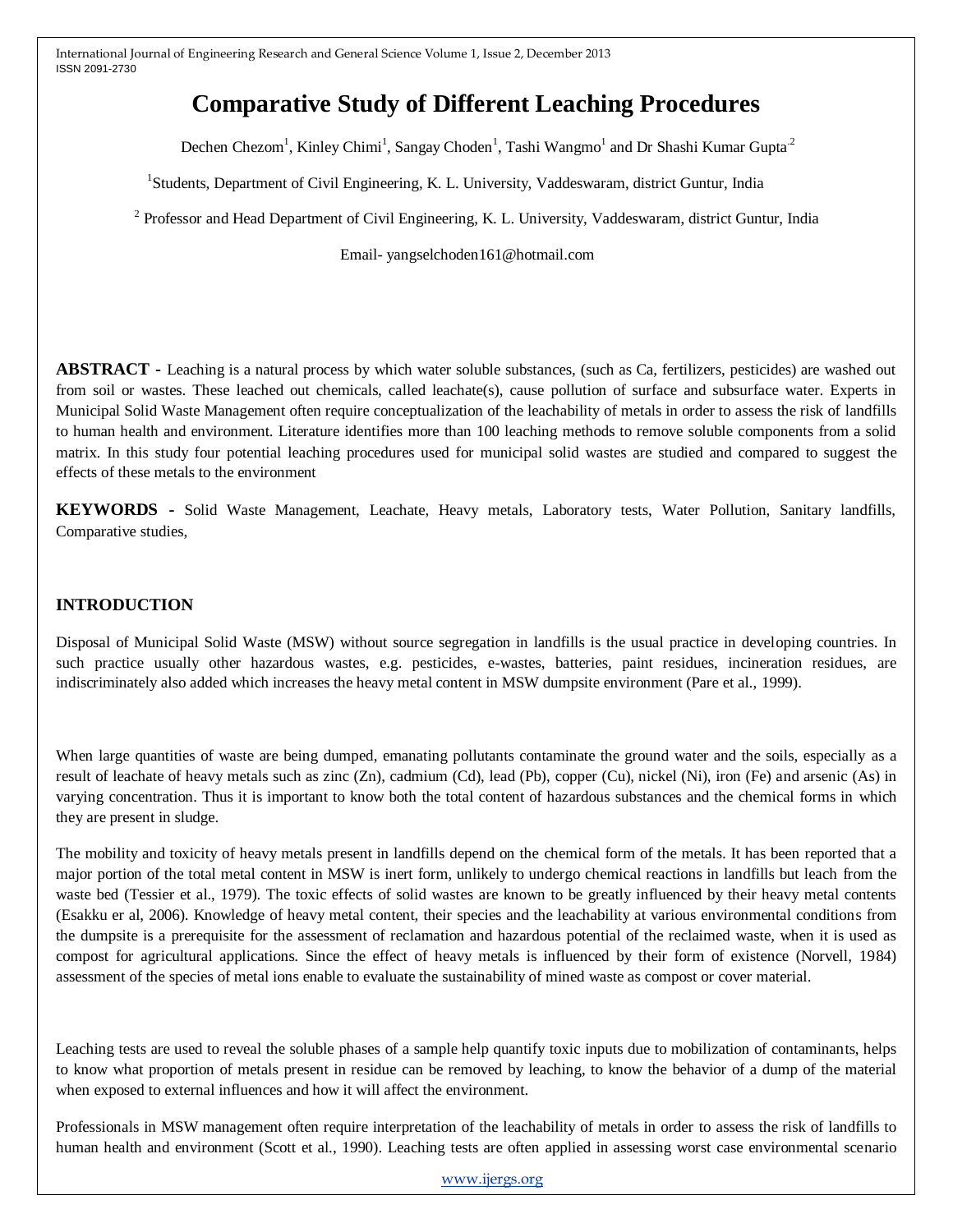# Comparative Study of Different Leaching Procedures

Dechen Chezom[1], Kinley Chimi[1], Sangay Choden[1], Tashi Wangmo[1] and Dr Shashi Kumar Gupta[2]

[1]Students, Department of Civil Engineering, K. L. University, Vaddeswaram, district Guntur, India

[2] Professor and Head Department of Civil Engineering, K. L. University, Vaddeswaram, district Guntur, India

Email- yangselchoden161@hotmail.com

**ABSTRACT -** Leaching is a natural process by which water soluble substances, (such as Ca, fertilizers, pesticides) are washed out from soil or wastes. These leached out chemicals, called leachate(s), cause pollution of surface and subsurface water. Experts in Municipal Solid Waste Management often require conceptualization of the leachability of metals in order to assess the risk of landfills to human health and environment. Literature identifies more than 100 leaching methods to remove soluble components from a solid matrix. In this study four potential leaching procedures used for municipal solid wastes are studied and compared to suggest the effects of these metals to the environment

**KEYWORDS -** Solid Waste Management, Leachate, Heavy metals, Laboratory tests, Water Pollution, Sanitary landfills, Comparative studies,

## INTRODUCTION

Disposal of Municipal Solid Waste (MSW) without source segregation in landfills is the usual practice in developing countries. In such practice usually other hazardous wastes, e.g. pesticides, e-wastes, batteries, paint residues, incineration residues, are indiscriminately also added which increases the heavy metal content in MSW dumpsite environment (Pare et al., 1999).

When large quantities of waste are being dumped, emanating pollutants contaminate the ground water and the soils, especially as a result of leachate of heavy metals such as zinc (Zn), cadmium (Cd), lead (Pb), copper (Cu), nickel (Ni), iron (Fe) and arsenic (As) in varying concentration. Thus it is important to know both the total content of hazardous substances and the chemical forms in which they are present in sludge.

The mobility and toxicity of heavy metals present in landfills depend on the chemical form of the metals. It has been reported that a major portion of the total metal content in MSW is inert form, unlikely to undergo chemical reactions in landfills but leach from the waste bed (Tessier et al., 1979). The toxic effects of solid wastes are known to be greatly influenced by their heavy metal contents (Esakku er al, 2006). Knowledge of heavy metal content, their species and the leachability at various environmental conditions from the dumpsite is a prerequisite for the assessment of reclamation and hazardous potential of the reclaimed waste, when it is used as compost for agricultural applications. Since the effect of heavy metals is influenced by their form of existence (Norvell, 1984) assessment of the species of metal ions enable to evaluate the sustainability of mined waste as compost or cover material.

Leaching tests are used to reveal the soluble phases of a sample help quantify toxic inputs due to mobilization of contaminants, helps to know what proportion of metals present in residue can be removed by leaching, to know the behavior of a dump of the material when exposed to external influences and how it will affect the environment.

Professionals in MSW management often require interpretation of the leachability of metals in order to assess the risk of landfills to human health and environment (Scott et al., 1990). Leaching tests are often applied in assessing worst case environmental scenario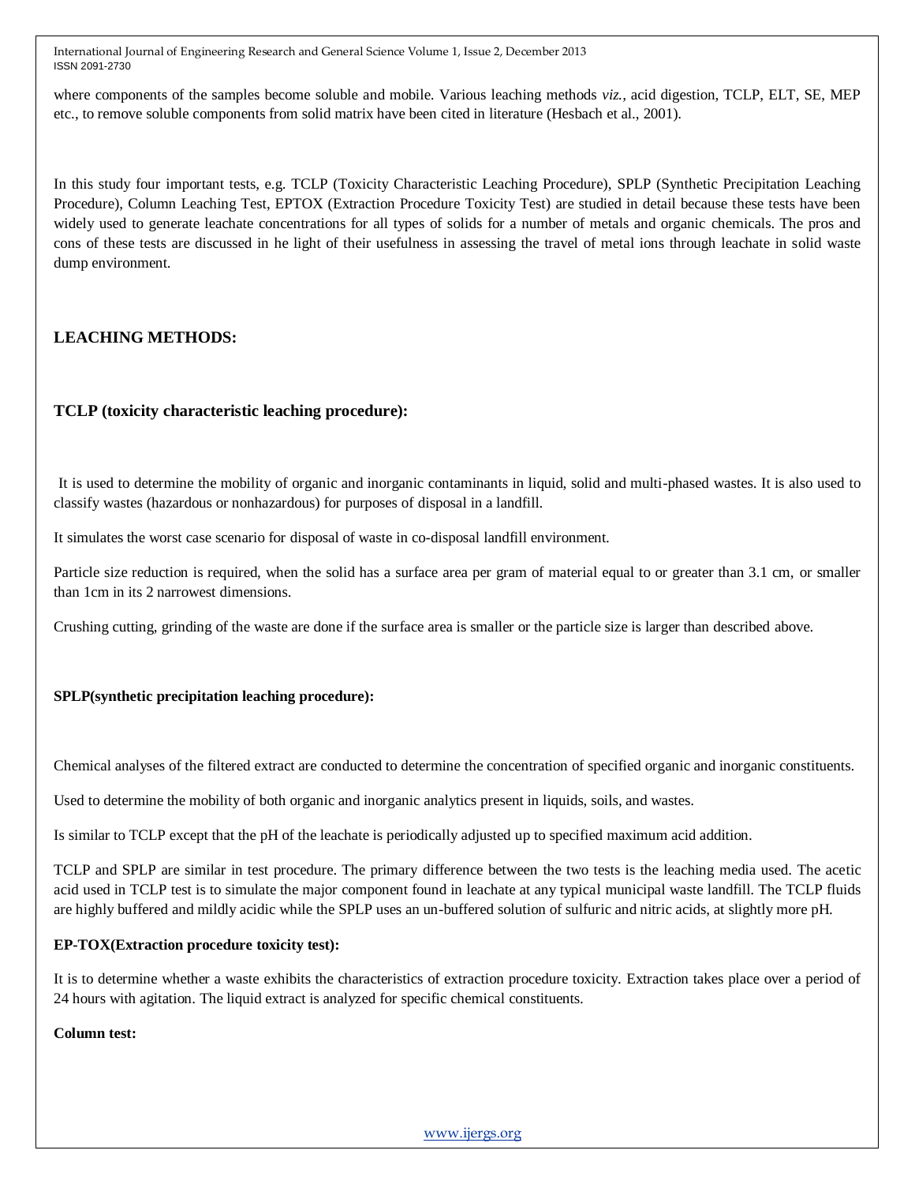where components of the samples become soluble and mobile. Various leaching methods *viz.*, acid digestion, TCLP, ELT, SE, MEP etc., to remove soluble components from solid matrix have been cited in literature (Hesbach et al., 2001).

In this study four important tests, e.g. TCLP (Toxicity Characteristic Leaching Procedure), SPLP (Synthetic Precipitation Leaching Procedure), Column Leaching Test, EPTOX (Extraction Procedure Toxicity Test) are studied in detail because these tests have been widely used to generate leachate concentrations for all types of solids for a number of metals and organic chemicals. The pros and cons of these tests are discussed in he light of their usefulness in assessing the travel of metal ions through leachate in solid waste dump environment.

## LEACHING METHODS:

### TCLP (toxicity characteristic leaching procedure):

It is used to determine the mobility of organic and inorganic contaminants in liquid, solid and multi-phased wastes. It is also used to classify wastes (hazardous or nonhazardous) for purposes of disposal in a landfill.

It simulates the worst case scenario for disposal of waste in co-disposal landfill environment.

Particle size reduction is required, when the solid has a surface area per gram of material equal to or greater than 3.1 cm, or smaller than 1cm in its 2 narrowest dimensions.

Crushing cutting, grinding of the waste are done if the surface area is smaller or the particle size is larger than described above.

**SPLP(synthetic precipitation leaching procedure):**

Chemical analyses of the filtered extract are conducted to determine the concentration of specified organic and inorganic constituents.

Used to determine the mobility of both organic and inorganic analytics present in liquids, soils, and wastes.

Is similar to TCLP except that the pH of the leachate is periodically adjusted up to specified maximum acid addition.

TCLP and SPLP are similar in test procedure. The primary difference between the two tests is the leaching media used. The acetic acid used in TCLP test is to simulate the major component found in leachate at any typical municipal waste landfill. The TCLP fluids are highly buffered and mildly acidic while the SPLP uses an un-buffered solution of sulfuric and nitric acids, at slightly more pH.

**EP-TOX(Extraction procedure toxicity test):**

It is to determine whether a waste exhibits the characteristics of extraction procedure toxicity. Extraction takes place over a period of 24 hours with agitation. The liquid extract is analyzed for specific chemical constituents.

**Column test:**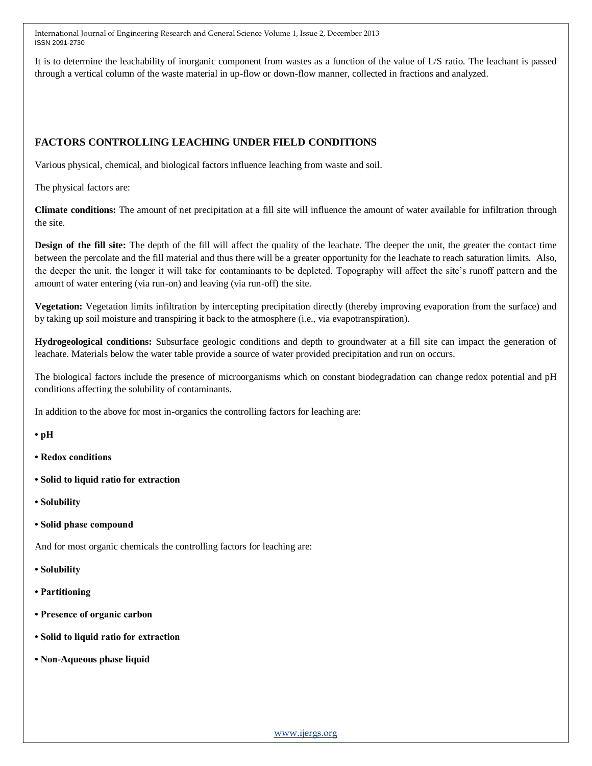It is to determine the leachability of inorganic component from wastes as a function of the value of L/S ratio. The leachant is passed through a vertical column of the waste material in up-flow or down-flow manner, collected in fractions and analyzed.

## FACTORS CONTROLLING LEACHING UNDER FIELD CONDITIONS

Various physical, chemical, and biological factors influence leaching from waste and soil.

The physical factors are:

**Climate conditions:** The amount of net precipitation at a fill site will influence the amount of water available for infiltration through the site.

**Design of the fill site:** The depth of the fill will affect the quality of the leachate. The deeper the unit, the greater the contact time between the percolate and the fill material and thus there will be a greater opportunity for the leachate to reach saturation limits. Also, the deeper the unit, the longer it will take for contaminants to be depleted. Topography will affect the site's runoff pattern and the amount of water entering (via run-on) and leaving (via run-off) the site.

**Vegetation:** Vegetation limits infiltration by intercepting precipitation directly (thereby improving evaporation from the surface) and by taking up soil moisture and transpiring it back to the atmosphere (i.e., via evapotranspiration).

**Hydrogeological conditions:** Subsurface geologic conditions and depth to groundwater at a fill site can impact the generation of leachate. Materials below the water table provide a source of water provided precipitation and run on occurs.

The biological factors include the presence of microorganisms which on constant biodegradation can change redox potential and pH conditions affecting the solubility of contaminants.

In addition to the above for most in-organics the controlling factors for leaching are:

- **pH**
- **Redox conditions**
- **Solid to liquid ratio for extraction**
- **Solubility**
- **Solid phase compound**

And for most organic chemicals the controlling factors for leaching are:

- **Solubility**
- **Partitioning**
- **Presence of organic carbon**
- **Solid to liquid ratio for extraction**
- **Non-Aqueous phase liquid**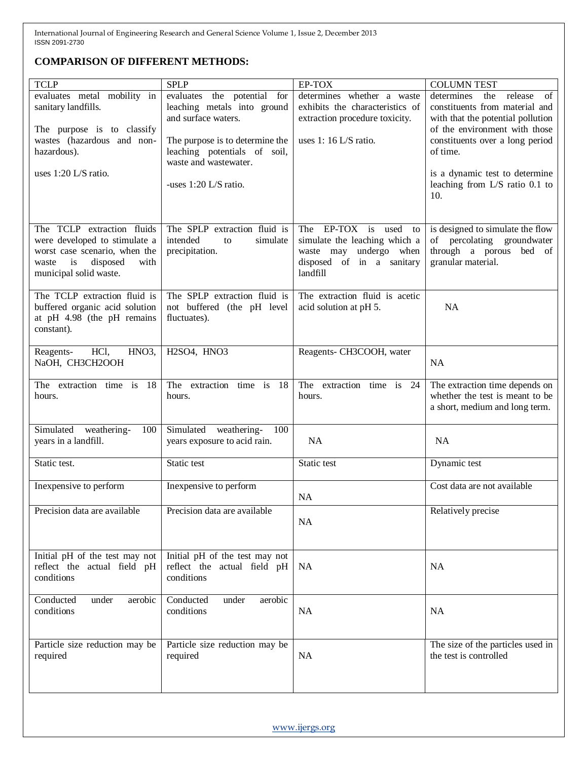**COMPARISON OF DIFFERENT METHODS:**

| TCLP | SPLP | EP-TOX | COLUMN TEST |
|---|---|---|---|
| evaluates metal mobility in sanitary landfills.<br><br>The purpose is to classify wastes (hazardous and non-hazardous).<br><br>uses 1:20 L/S ratio. | evaluates the potential for leaching metals into ground and surface waters.<br><br>The purpose is to determine the leaching potentials of soil, waste and wastewater.<br><br>-uses 1:20 L/S ratio. | determines whether a waste exhibits the characteristics of extraction procedure toxicity.<br><br>uses 1: 16 L/S ratio. | determines the release of constituents from material and with that the potential pollution of the environment with those constituents over a long period of time.<br><br>is a dynamic test to determine leaching from L/S ratio 0.1 to 10. |
| The TCLP extraction fluids were developed to stimulate a worst case scenario, when the waste is disposed with municipal solid waste. | The SPLP extraction fluid is intended to simulate precipitation. | The EP-TOX is used to simulate the leaching which a waste may undergo when disposed of in a sanitary landfill | is designed to simulate the flow of percolating groundwater through a porous bed of granular material. |
| The TCLP extraction fluid is buffered organic acid solution at pH 4.98 (the pH remains constant). | The SPLP extraction fluid is not buffered (the pH level fluctuates). | The extraction fluid is acetic acid solution at pH 5. | NA |
| Reagents- HCl, $HNO_3$, NaOH, $CH_3CH_2OOH$ | $H_2SO_4$, $HNO_3$ | Reagents- $CH_3COOH$, water | NA |
| The extraction time is 18 hours. | The extraction time is 18 hours. | The extraction time is 24 hours. | The extraction time depends on whether the test is meant to be a short, medium and long term. |
| Simulated weathering- 100 years in a landfill. | Simulated weathering- 100 years exposure to acid rain. | NA | NA |
| Static test. | Static test | Static test | Dynamic test |
| Inexpensive to perform | Inexpensive to perform | NA | Cost data are not available |
| Precision data are available | Precision data are available | NA | Relatively precise |
| Initial pH of the test may not reflect the actual field pH conditions | Initial pH of the test may not reflect the actual field pH conditions | NA | NA |
| Conducted under aerobic conditions | Conducted under aerobic conditions | NA | NA |
| Particle size reduction may be required | Particle size reduction may be required | NA | The size of the particles used in the test is controlled |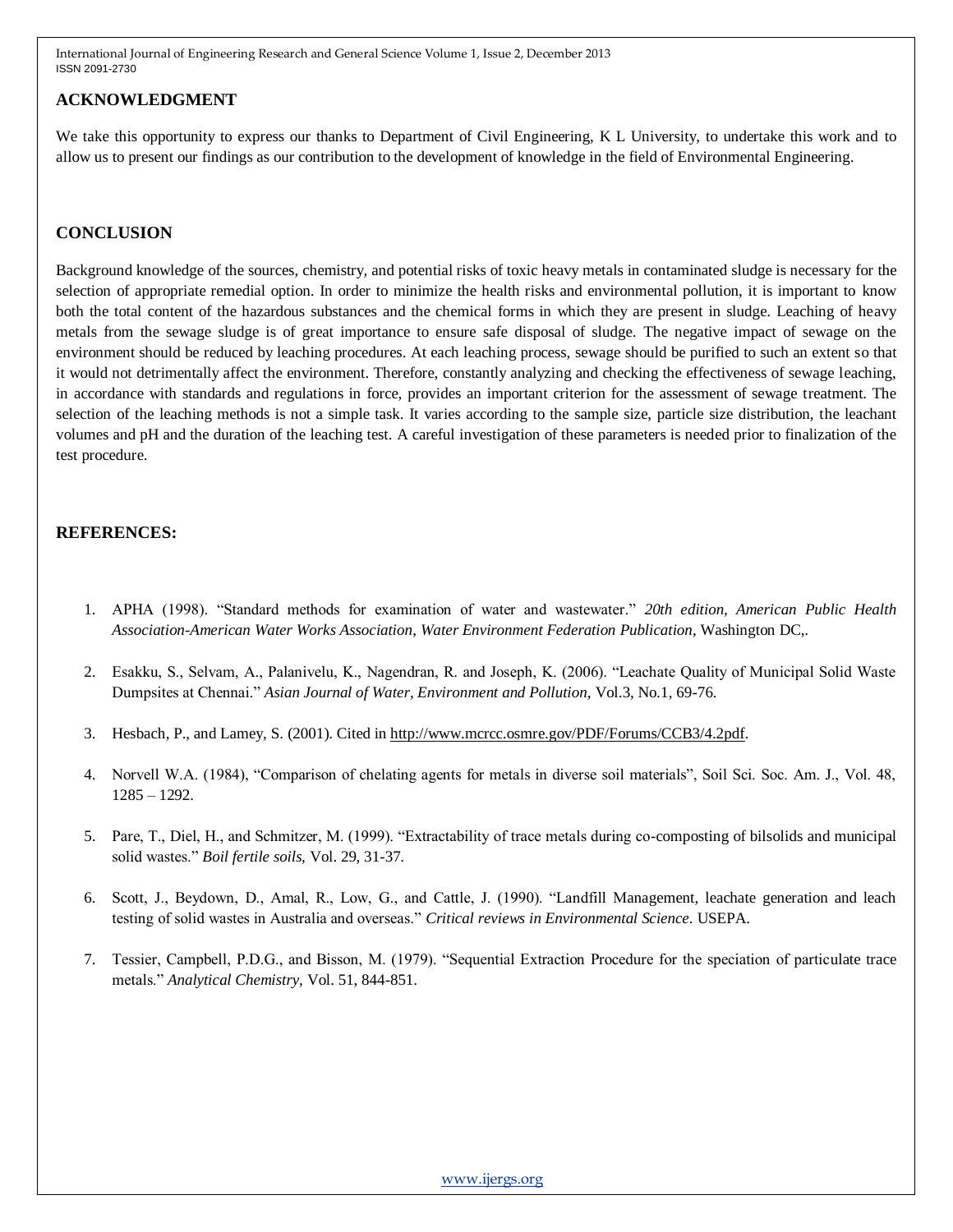## ACKNOWLEDGMENT

We take this opportunity to express our thanks to Department of Civil Engineering, K L University, to undertake this work and to allow us to present our findings as our contribution to the development of knowledge in the field of Environmental Engineering.

## CONCLUSION

Background knowledge of the sources, chemistry, and potential risks of toxic heavy metals in contaminated sludge is necessary for the selection of appropriate remedial option. In order to minimize the health risks and environmental pollution, it is important to know both the total content of the hazardous substances and the chemical forms in which they are present in sludge. Leaching of heavy metals from the sewage sludge is of great importance to ensure safe disposal of sludge. The negative impact of sewage on the environment should be reduced by leaching procedures. At each leaching process, sewage should be purified to such an extent so that it would not detrimentally affect the environment. Therefore, constantly analyzing and checking the effectiveness of sewage leaching, in accordance with standards and regulations in force, provides an important criterion for the assessment of sewage treatment. The selection of the leaching methods is not a simple task. It varies according to the sample size, particle size distribution, the leachant volumes and pH and the duration of the leaching test. A careful investigation of these parameters is needed prior to finalization of the test procedure.

## REFERENCES:

1. APHA (1998). "Standard methods for examination of water and wastewater." *20th edition, American Public Health Association-American Water Works Association, Water Environment Federation Publication*, Washington DC,.
2. Esakku, S., Selvam, A., Palanivelu, K., Nagendran, R. and Joseph, K. (2006). "Leachate Quality of Municipal Solid Waste Dumpsites at Chennai." *Asian Journal of Water, Environment and Pollution*, Vol.3, No.1, 69-76.
3. Hesbach, P., and Lamey, S. (2001). Cited in http://www.mcrcc.osmre.gov/PDF/Forums/CCB3/4.2pdf.
4. Norvell W.A. (1984), "Comparison of chelating agents for metals in diverse soil materials", Soil Sci. Soc. Am. J., Vol. 48, 1285 – 1292.
5. Pare, T., Diel, H., and Schmitzer, M. (1999). "Extractability of trace metals during co-composting of bilsolids and municipal solid wastes." *Boil fertile soils,* Vol. 29, 31-37.
6. Scott, J., Beydown, D., Amal, R., Low, G., and Cattle, J. (1990). "Landfill Management, leachate generation and leach testing of solid wastes in Australia and overseas." *Critical reviews in Environmental Science*. USEPA.
7. Tessier, Campbell, P.D.G., and Bisson, M. (1979). "Sequential Extraction Procedure for the speciation of particulate trace metals." *Analytical Chemistry*, Vol. 51, 844-851.